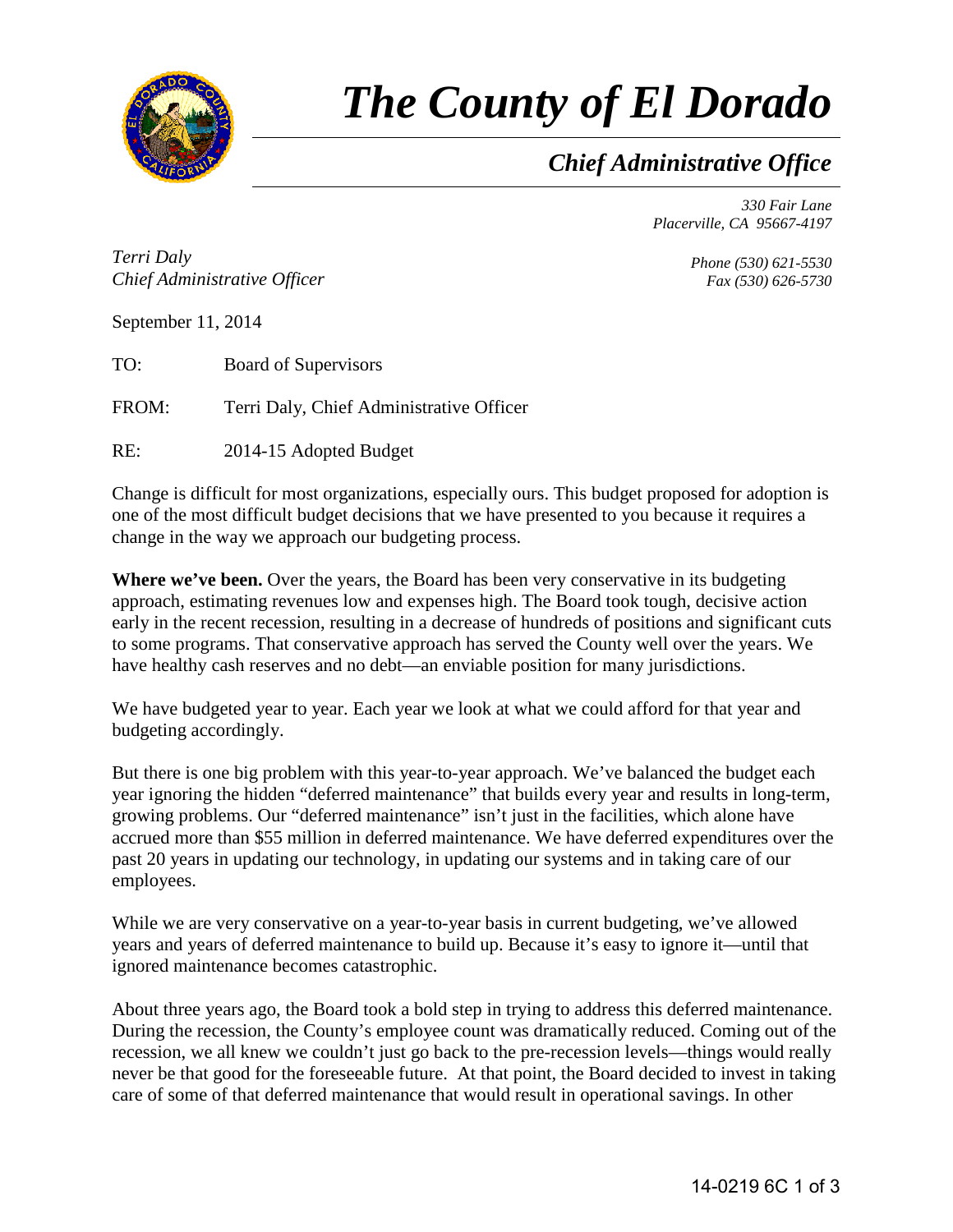# *The County of El Dorado*

## *Chief Administrative Office*

*330 Fair Lane*
*Placerville, CA 95667-4197*

*Terri Daly*
*Chief Administrative Officer*

*Phone (530) 621-5530*
*Fax (530) 626-5730*

September 11, 2014

TO: Board of Supervisors

FROM: Terri Daly, Chief Administrative Officer

RE: 2014-15 Adopted Budget

Change is difficult for most organizations, especially ours. This budget proposed for adoption is one of the most difficult budget decisions that we have presented to you because it requires a change in the way we approach our budgeting process.

**Where we've been.** Over the years, the Board has been very conservative in its budgeting approach, estimating revenues low and expenses high. The Board took tough, decisive action early in the recent recession, resulting in a decrease of hundreds of positions and significant cuts to some programs. That conservative approach has served the County well over the years. We have healthy cash reserves and no debt—an enviable position for many jurisdictions.

We have budgeted year to year. Each year we look at what we could afford for that year and budgeting accordingly.

But there is one big problem with this year-to-year approach. We've balanced the budget each year ignoring the hidden "deferred maintenance" that builds every year and results in long-term, growing problems. Our "deferred maintenance" isn't just in the facilities, which alone have accrued more than $55 million in deferred maintenance. We have deferred expenditures over the past 20 years in updating our technology, in updating our systems and in taking care of our employees.

While we are very conservative on a year-to-year basis in current budgeting, we've allowed years and years of deferred maintenance to build up. Because it's easy to ignore it—until that ignored maintenance becomes catastrophic.

About three years ago, the Board took a bold step in trying to address this deferred maintenance. During the recession, the County's employee count was dramatically reduced. Coming out of the recession, we all knew we couldn't just go back to the pre-recession levels—things would really never be that good for the foreseeable future. At that point, the Board decided to invest in taking care of some of that deferred maintenance that would result in operational savings. In other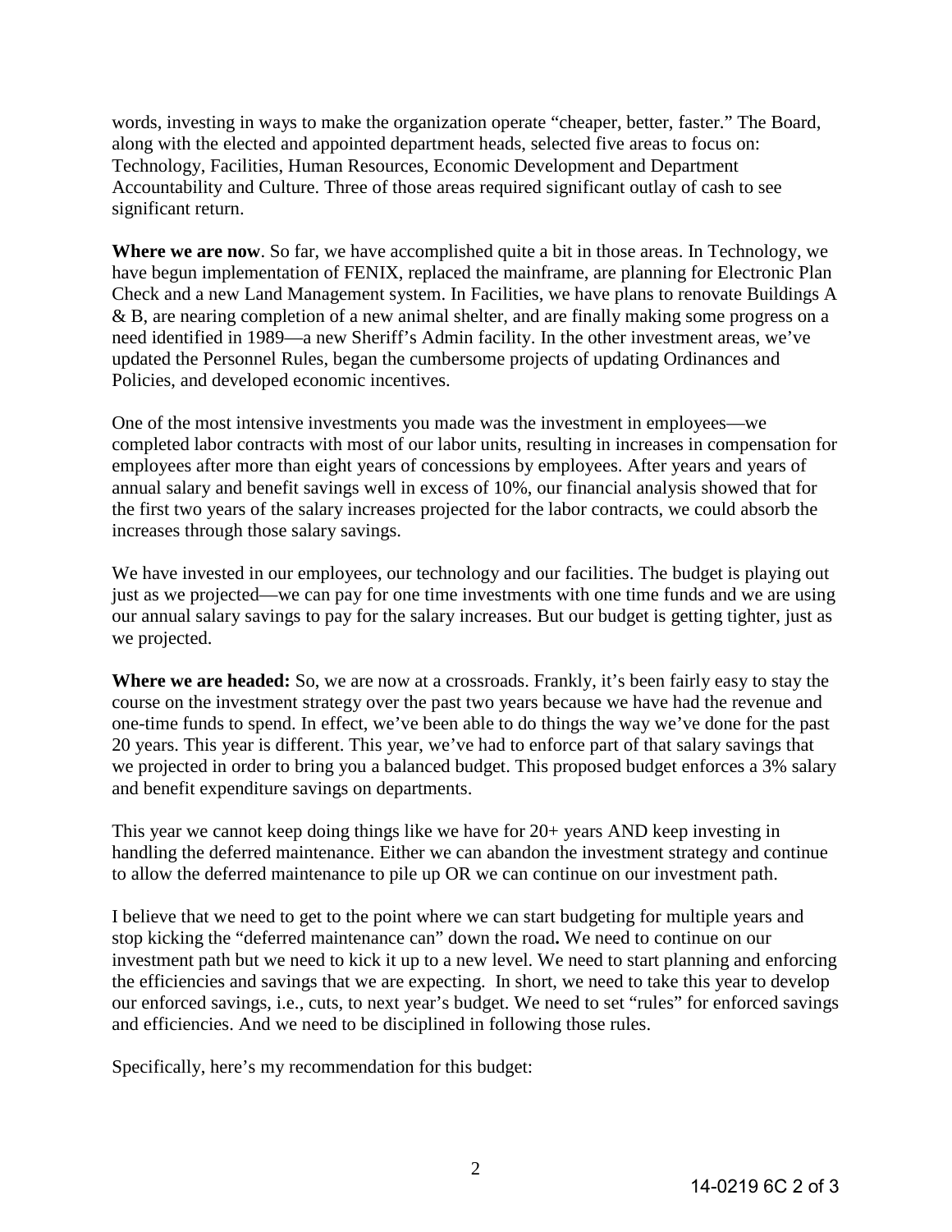words, investing in ways to make the organization operate "cheaper, better, faster." The Board, along with the elected and appointed department heads, selected five areas to focus on: Technology, Facilities, Human Resources, Economic Development and Department Accountability and Culture. Three of those areas required significant outlay of cash to see significant return.

**Where we are now**. So far, we have accomplished quite a bit in those areas. In Technology, we have begun implementation of FENIX, replaced the mainframe, are planning for Electronic Plan Check and a new Land Management system. In Facilities, we have plans to renovate Buildings A & B, are nearing completion of a new animal shelter, and are finally making some progress on a need identified in 1989—a new Sheriff's Admin facility. In the other investment areas, we've updated the Personnel Rules, began the cumbersome projects of updating Ordinances and Policies, and developed economic incentives.

One of the most intensive investments you made was the investment in employees—we completed labor contracts with most of our labor units, resulting in increases in compensation for employees after more than eight years of concessions by employees. After years and years of annual salary and benefit savings well in excess of 10%, our financial analysis showed that for the first two years of the salary increases projected for the labor contracts, we could absorb the increases through those salary savings.

We have invested in our employees, our technology and our facilities. The budget is playing out just as we projected—we can pay for one time investments with one time funds and we are using our annual salary savings to pay for the salary increases. But our budget is getting tighter, just as we projected.

**Where we are headed:** So, we are now at a crossroads. Frankly, it's been fairly easy to stay the course on the investment strategy over the past two years because we have had the revenue and one-time funds to spend. In effect, we've been able to do things the way we've done for the past 20 years. This year is different. This year, we've had to enforce part of that salary savings that we projected in order to bring you a balanced budget. This proposed budget enforces a 3% salary and benefit expenditure savings on departments.

This year we cannot keep doing things like we have for 20+ years AND keep investing in handling the deferred maintenance. Either we can abandon the investment strategy and continue to allow the deferred maintenance to pile up OR we can continue on our investment path.

I believe that we need to get to the point where we can start budgeting for multiple years and stop kicking the "deferred maintenance can" down the road**.** We need to continue on our investment path but we need to kick it up to a new level. We need to start planning and enforcing the efficiencies and savings that we are expecting. In short, we need to take this year to develop our enforced savings, i.e., cuts, to next year's budget. We need to set "rules" for enforced savings and efficiencies. And we need to be disciplined in following those rules.

Specifically, here's my recommendation for this budget: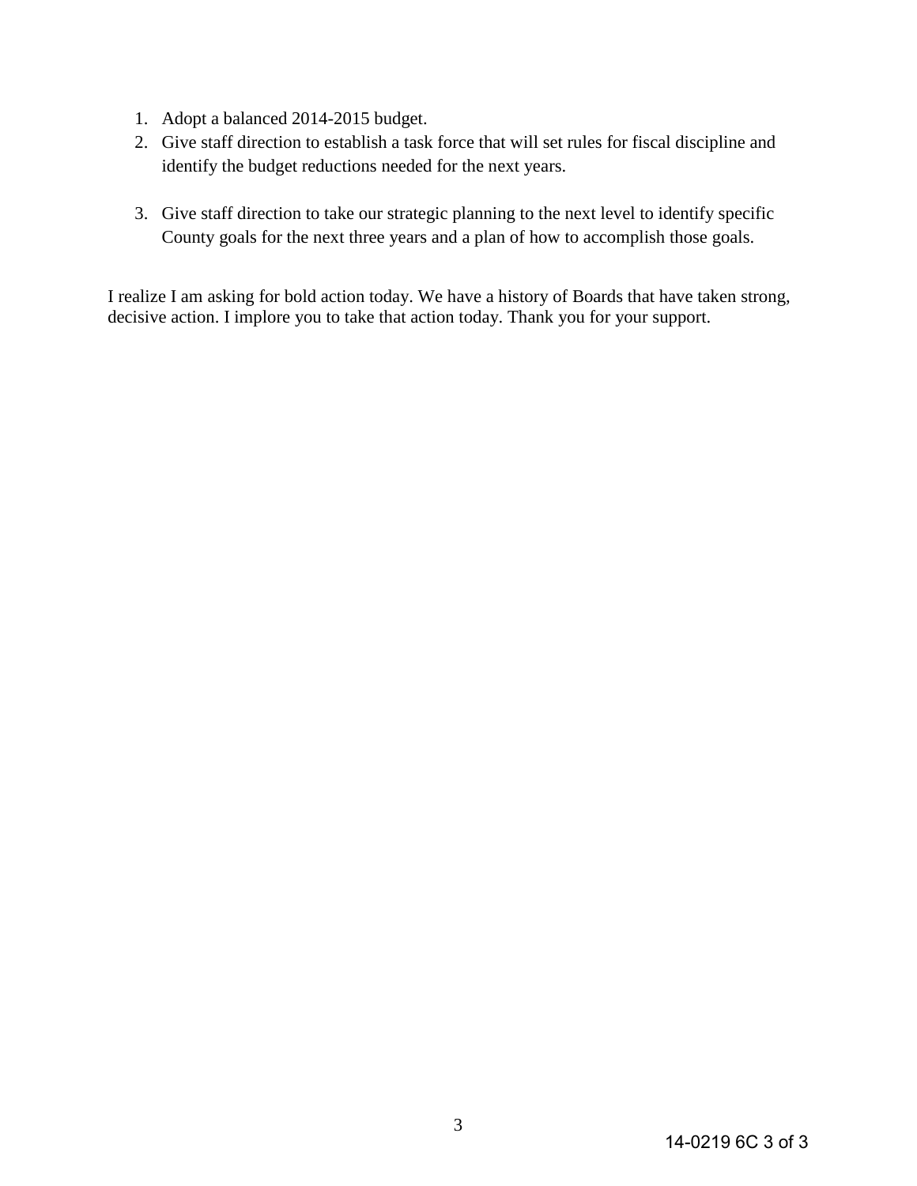1. Adopt a balanced 2014-2015 budget.
2. Give staff direction to establish a task force that will set rules for fiscal discipline and identify the budget reductions needed for the next years.
3. Give staff direction to take our strategic planning to the next level to identify specific County goals for the next three years and a plan of how to accomplish those goals.

I realize I am asking for bold action today. We have a history of Boards that have taken strong, decisive action. I implore you to take that action today. Thank you for your support.